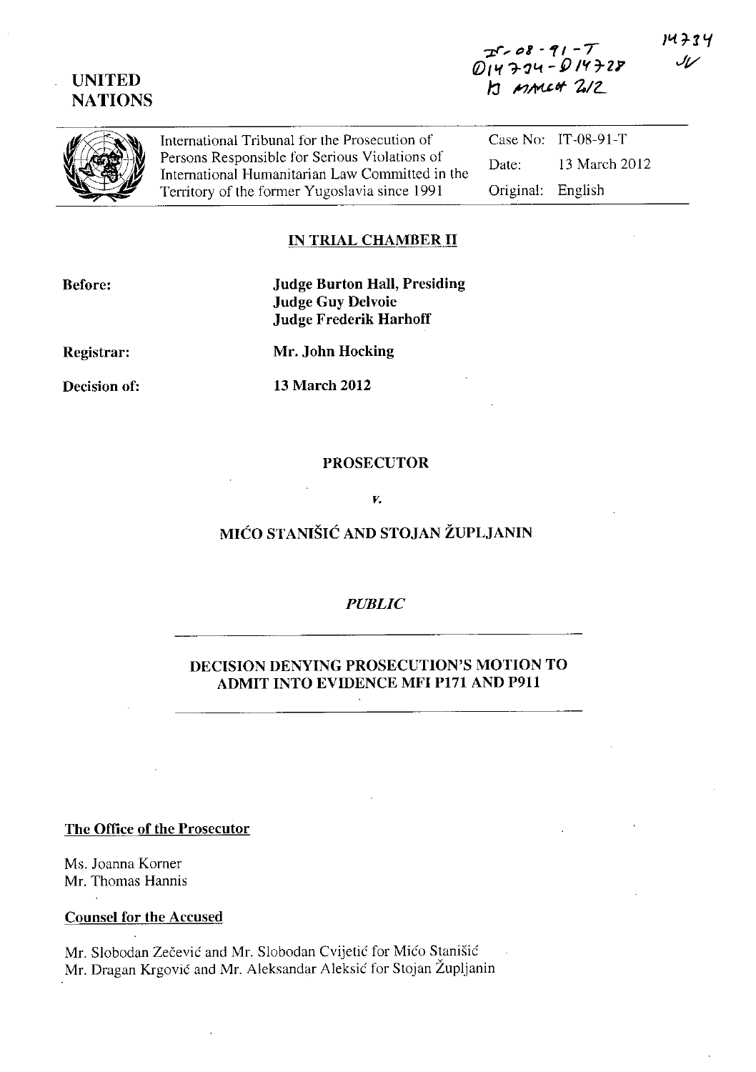IT-08-91-T
D14734 - D14728
13 MARCH 2012

14734
JV

UNITED NATIONS

International Tribunal for the Prosecution of Persons Responsible for Serious Violations of International Humanitarian Law Committed in the Territory of the former Yugoslavia since 1991

Case No: IT-08-91-T
Date: 13 March 2012
Original: English

## IN TRIAL CHAMBER II

**Before:** **Judge Burton Hall, Presiding**
**Judge Guy Delvoie**
**Judge Frederik Harhoff**

**Registrar:** **Mr. John Hocking**

**Decision of:** **13 March 2012**

**PROSECUTOR**

*v.*

**MIĆO STANIŠIĆ AND STOJAN ŽUPLJANIN**

*PUBLIC*

**DECISION DENYING PROSECUTION'S MOTION TO ADMIT INTO EVIDENCE MFI P171 AND P911**

**The Office of the Prosecutor**

Ms. Joanna Korner
Mr. Thomas Hannis

**Counsel for the Accused**

Mr. Slobodan Zečević and Mr. Slobodan Cvijetić for Mićo Stanišić
Mr. Dragan Krgović and Mr. Aleksandar Aleksić for Stojan Župljanin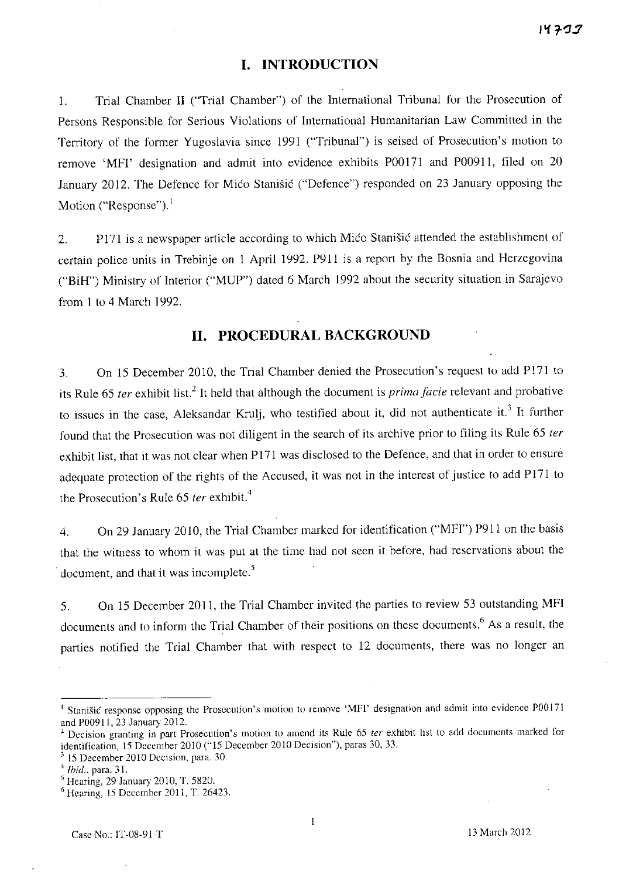## I. INTRODUCTION

1. Trial Chamber II ("Trial Chamber") of the International Tribunal for the Prosecution of Persons Responsible for Serious Violations of International Humanitarian Law Committed in the Territory of the former Yugoslavia since 1991 ("Tribunal") is seised of Prosecution's motion to remove 'MFI' designation and admit into evidence exhibits P00171 and P00911, filed on 20 January 2012. The Defence for Mićo Stanišić ("Defence") responded on 23 January opposing the Motion ("Response").[1]

2. P171 is a newspaper article according to which Mićo Stanišić attended the establishment of certain police units in Trebinje on 1 April 1992. P911 is a report by the Bosnia and Herzegovina ("BiH") Ministry of Interior ("MUP") dated 6 March 1992 about the security situation in Sarajevo from 1 to 4 March 1992.

## II. PROCEDURAL BACKGROUND

3. On 15 December 2010, the Trial Chamber denied the Prosecution's request to add P171 to its Rule 65 *ter* exhibit list.[2] It held that although the document is *prima facie* relevant and probative to issues in the case, Aleksandar Krulj, who testified about it, did not authenticate it.[3] It further found that the Prosecution was not diligent in the search of its archive prior to filing its Rule 65 *ter* exhibit list, that it was not clear when P171 was disclosed to the Defence, and that in order to ensure adequate protection of the rights of the Accused, it was not in the interest of justice to add P171 to the Prosecution's Rule 65 *ter* exhibit.[4]

4. On 29 January 2010, the Trial Chamber marked for identification ("MFI") P911 on the basis that the witness to whom it was put at the time had not seen it before, had reservations about the document, and that it was incomplete.[5]

5. On 15 December 2011, the Trial Chamber invited the parties to review 53 outstanding MFI documents and to inform the Trial Chamber of their positions on these documents.[6] As a result, the parties notified the Trial Chamber that with respect to 12 documents, there was no longer an

---

[1] Stanišić response opposing the Prosecution's motion to remove 'MFI' designation and admit into evidence P00171 and P00911, 23 January 2012.

[2] Decision granting in part Prosecution's motion to amend its Rule 65 *ter* exhibit list to add documents marked for identification, 15 December 2010 ("15 December 2010 Decision"), paras 30, 33.

[3] 15 December 2010 Decision, para. 30.

[4] *Ibid.*, para. 31.

[5] Hearing, 29 January 2010, T. 5820.

[6] Hearing, 15 December 2011, T. 26423.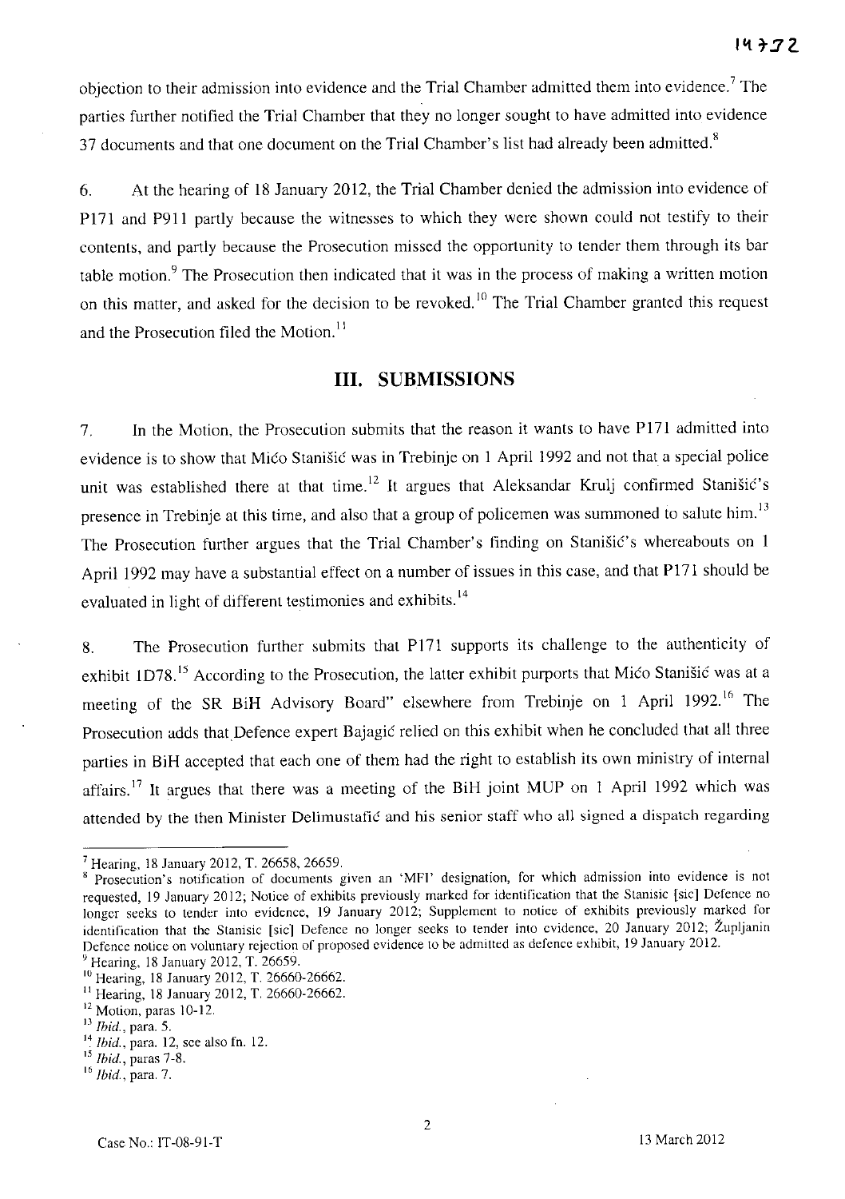objection to their admission into evidence and the Trial Chamber admitted them into evidence.[7] The parties further notified the Trial Chamber that they no longer sought to have admitted into evidence 37 documents and that one document on the Trial Chamber's list had already been admitted.[8]

6. At the hearing of 18 January 2012, the Trial Chamber denied the admission into evidence of P171 and P911 partly because the witnesses to which they were shown could not testify to their contents, and partly because the Prosecution missed the opportunity to tender them through its bar table motion.[9] The Prosecution then indicated that it was in the process of making a written motion on this matter, and asked for the decision to be revoked.[10] The Trial Chamber granted this request and the Prosecution filed the Motion.[11]

## III. SUBMISSIONS

7. In the Motion, the Prosecution submits that the reason it wants to have P171 admitted into evidence is to show that Mićo Stanišić was in Trebinje on 1 April 1992 and not that a special police unit was established there at that time.[12] It argues that Aleksandar Krulj confirmed Stanišić's presence in Trebinje at this time, and also that a group of policemen was summoned to salute him.[13] The Prosecution further argues that the Trial Chamber's finding on Stanišić's whereabouts on 1 April 1992 may have a substantial effect on a number of issues in this case, and that P171 should be evaluated in light of different testimonies and exhibits.[14]

8. The Prosecution further submits that P171 supports its challenge to the authenticity of exhibit 1D78.[15] According to the Prosecution, the latter exhibit purports that Mićo Stanišić was at a meeting of the SR BiH Advisory Board" elsewhere from Trebinje on 1 April 1992.[16] The Prosecution adds that Defence expert Bajagić relied on this exhibit when he concluded that all three parties in BiH accepted that each one of them had the right to establish its own ministry of internal affairs.[17] It argues that there was a meeting of the BiH joint MUP on 1 April 1992 which was attended by the then Minister Delimustafić and his senior staff who all signed a dispatch regarding

---

[7] Hearing, 18 January 2012, T. 26658, 26659.

[8] Prosecution's notification of documents given an 'MFI' designation, for which admission into evidence is not requested, 19 January 2012; Notice of exhibits previously marked for identification that the Stanisic [sic] Defence no longer seeks to tender into evidence, 19 January 2012; Supplement to notice of exhibits previously marked for identification that the Stanisic [sic] Defence no longer seeks to tender into evidence, 20 January 2012; Župljanin Defence notice on voluntary rejection of proposed evidence to be admitted as defence exhibit, 19 January 2012.

[9] Hearing, 18 January 2012, T. 26659.

[10] Hearing, 18 January 2012, T. 26660-26662.

[11] Hearing, 18 January 2012, T. 26660-26662.

[12] Motion, paras 10-12.

[13] *Ibid.*, para. 5.

[14] *Ibid.*, para. 12, see also fn. 12.

[15] *Ibid.*, paras 7-8.

[16] *Ibid.*, para. 7.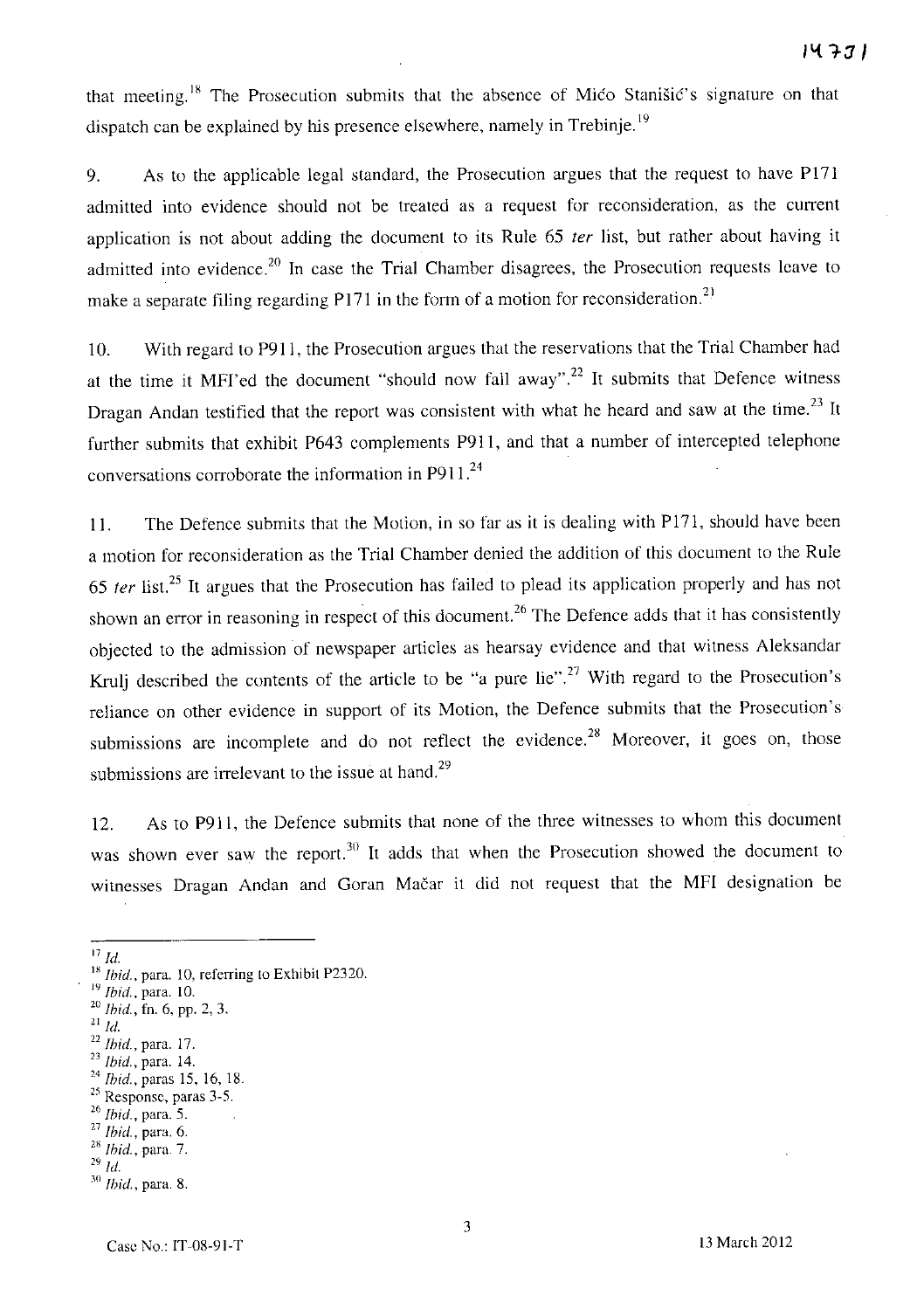that meeting.[18] The Prosecution submits that the absence of Mićo Stanišić's signature on that dispatch can be explained by his presence elsewhere, namely in Trebinje.[19]

9. As to the applicable legal standard, the Prosecution argues that the request to have P171 admitted into evidence should not be treated as a request for reconsideration, as the current application is not about adding the document to its Rule 65 *ter* list, but rather about having it admitted into evidence.[20] In case the Trial Chamber disagrees, the Prosecution requests leave to make a separate filing regarding P171 in the form of a motion for reconsideration.[21]

10. With regard to P911, the Prosecution argues that the reservations that the Trial Chamber had at the time it MFI'ed the document "should now fall away".[22] It submits that Defence witness Dragan Andan testified that the report was consistent with what he heard and saw at the time.[23] It further submits that exhibit P643 complements P911, and that a number of intercepted telephone conversations corroborate the information in P911.[24]

11. The Defence submits that the Motion, in so far as it is dealing with P171, should have been a motion for reconsideration as the Trial Chamber denied the addition of this document to the Rule 65 *ter* list.[25] It argues that the Prosecution has failed to plead its application properly and has not shown an error in reasoning in respect of this document.[26] The Defence adds that it has consistently objected to the admission of newspaper articles as hearsay evidence and that witness Aleksandar Krulj described the contents of the article to be "a pure lie".[27] With regard to the Prosecution's reliance on other evidence in support of its Motion, the Defence submits that the Prosecution's submissions are incomplete and do not reflect the evidence.[28] Moreover, it goes on, those submissions are irrelevant to the issue at hand.[29]

12. As to P911, the Defence submits that none of the three witnesses to whom this document was shown ever saw the report.[30] It adds that when the Prosecution showed the document to witnesses Dragan Andan and Goran Mačar it did not request that the MFI designation be

---

[17] *Id.*
[18] *Ibid.*, para. 10, referring to Exhibit P2320.
[19] *Ibid.*, para. 10.
[20] *Ibid.*, fn. 6, pp. 2, 3.
[21] *Id.*
[22] *Ibid.*, para. 17.
[23] *Ibid.*, para. 14.
[24] *Ibid.*, paras 15, 16, 18.
[25] Response, paras 3-5.
[26] *Ibid.*, para. 5.
[27] *Ibid.*, para. 6.
[28] *Ibid.*, para. 7.
[29] *Id.*
[30] *Ibid.*, para. 8.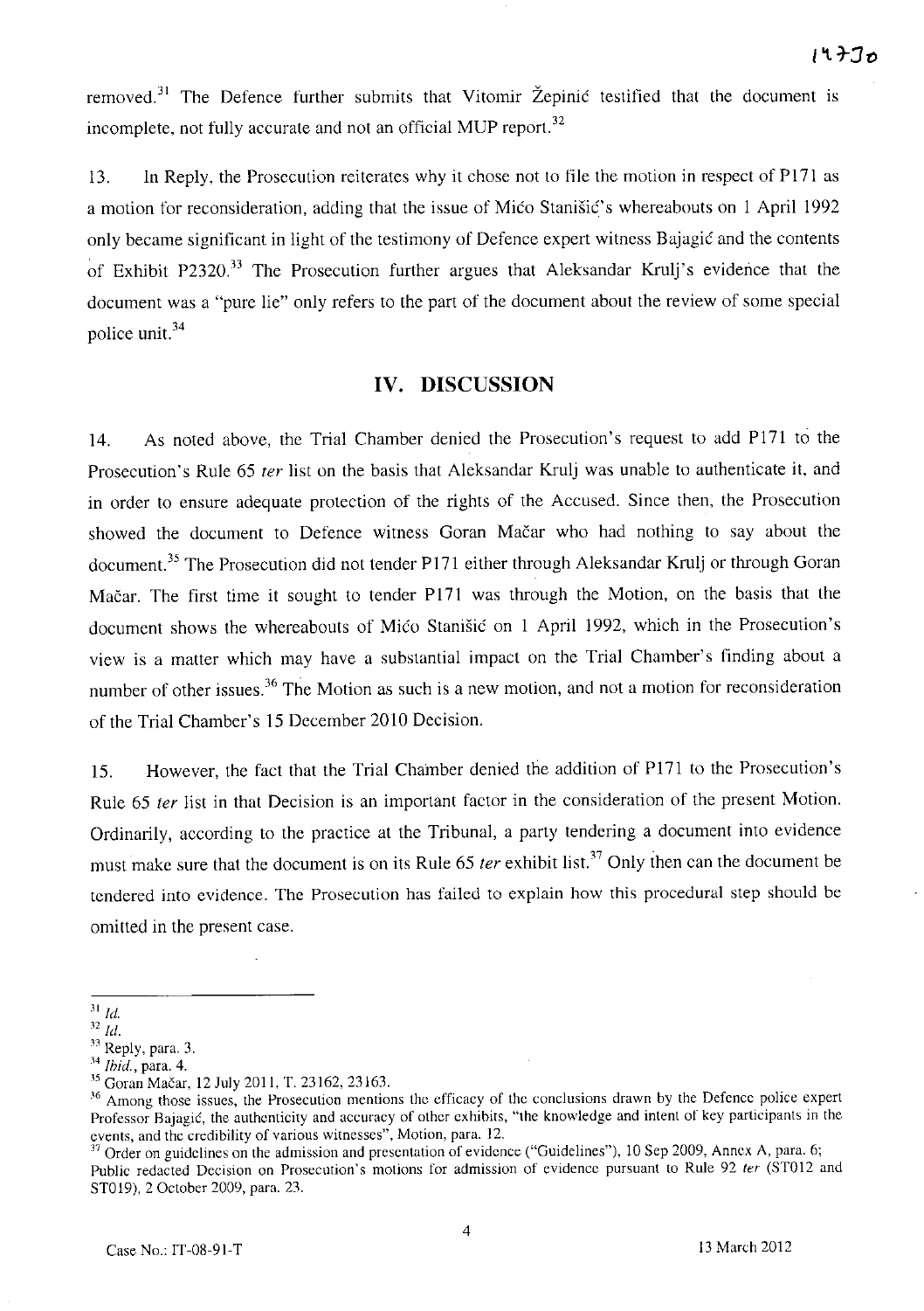removed.[31] The Defence further submits that Vitomir Žepinić testified that the document is incomplete, not fully accurate and not an official MUP report.[32]

13. In Reply, the Prosecution reiterates why it chose not to file the motion in respect of P171 as a motion for reconsideration, adding that the issue of Mićo Stanišić's whereabouts on 1 April 1992 only became significant in light of the testimony of Defence expert witness Bajagić and the contents of Exhibit P2320.[33] The Prosecution further argues that Aleksandar Krulj's evidence that the document was a "pure lie" only refers to the part of the document about the review of some special police unit.[34]

## IV. DISCUSSION

14. As noted above, the Trial Chamber denied the Prosecution's request to add P171 to the Prosecution's Rule 65 *ter* list on the basis that Aleksandar Krulj was unable to authenticate it, and in order to ensure adequate protection of the rights of the Accused. Since then, the Prosecution showed the document to Defence witness Goran Mačar who had nothing to say about the document.[35] The Prosecution did not tender P171 either through Aleksandar Krulj or through Goran Mačar. The first time it sought to tender P171 was through the Motion, on the basis that the document shows the whereabouts of Mićo Stanišić on 1 April 1992, which in the Prosecution's view is a matter which may have a substantial impact on the Trial Chamber's finding about a number of other issues.[36] The Motion as such is a new motion, and not a motion for reconsideration of the Trial Chamber's 15 December 2010 Decision.

15. However, the fact that the Trial Chamber denied the addition of P171 to the Prosecution's Rule 65 *ter* list in that Decision is an important factor in the consideration of the present Motion. Ordinarily, according to the practice at the Tribunal, a party tendering a document into evidence must make sure that the document is on its Rule 65 *ter* exhibit list.[37] Only then can the document be tendered into evidence. The Prosecution has failed to explain how this procedural step should be omitted in the present case.

---

[31] *Id.*

[32] *Id.*

[33] Reply, para. 3.

[34] *Ibid.*, para. 4.

[35] Goran Mačar, 12 July 2011, T. 23162, 23163.

[36] Among those issues, the Prosecution mentions the efficacy of the conclusions drawn by the Defence police expert Professor Bajagić, the authenticity and accuracy of other exhibits, "the knowledge and intent of key participants in the events, and the credibility of various witnesses", Motion, para. 12.

[37] Order on guidelines on the admission and presentation of evidence ("Guidelines"), 10 Sep 2009, Annex A, para. 6; Public redacted Decision on Prosecution's motions for admission of evidence pursuant to Rule 92 *ter* (ST012 and ST019), 2 October 2009, para. 23.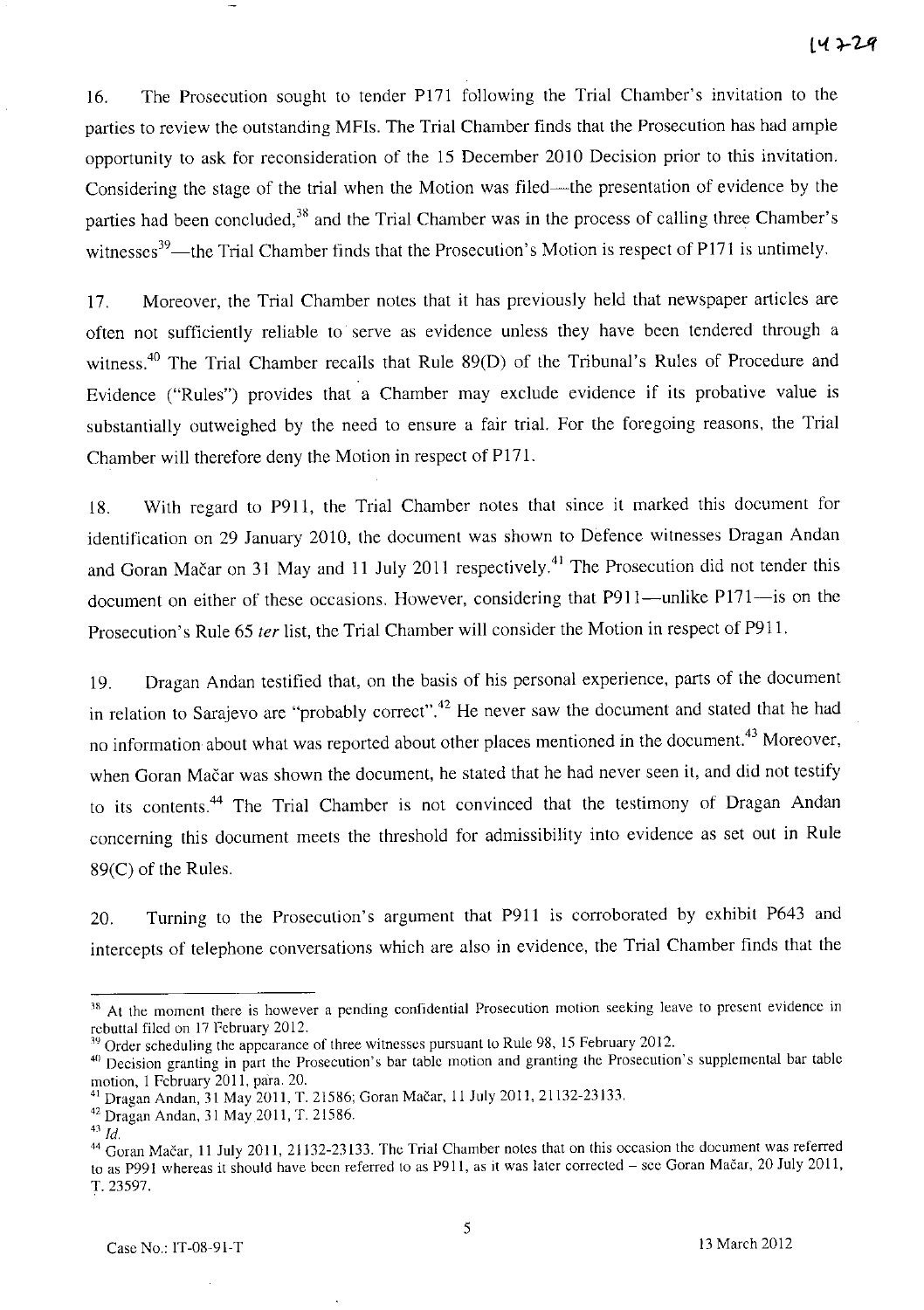16. The Prosecution sought to tender P171 following the Trial Chamber's invitation to the parties to review the outstanding MFIs. The Trial Chamber finds that the Prosecution has had ample opportunity to ask for reconsideration of the 15 December 2010 Decision prior to this invitation. Considering the stage of the trial when the Motion was filed—the presentation of evidence by the parties had been concluded,[38] and the Trial Chamber was in the process of calling three Chamber's witnesses[39]—the Trial Chamber finds that the Prosecution's Motion is respect of P171 is untimely.

17. Moreover, the Trial Chamber notes that it has previously held that newspaper articles are often not sufficiently reliable to serve as evidence unless they have been tendered through a witness.[40] The Trial Chamber recalls that Rule 89(D) of the Tribunal's Rules of Procedure and Evidence ("Rules") provides that a Chamber may exclude evidence if its probative value is substantially outweighed by the need to ensure a fair trial. For the foregoing reasons, the Trial Chamber will therefore deny the Motion in respect of P171.

18. With regard to P911, the Trial Chamber notes that since it marked this document for identification on 29 January 2010, the document was shown to Defence witnesses Dragan Andan and Goran Mačar on 31 May and 11 July 2011 respectively.[41] The Prosecution did not tender this document on either of these occasions. However, considering that P911—unlike P171—is on the Prosecution's Rule 65 *ter* list, the Trial Chamber will consider the Motion in respect of P911.

19. Dragan Andan testified that, on the basis of his personal experience, parts of the document in relation to Sarajevo are "probably correct".[42] He never saw the document and stated that he had no information about what was reported about other places mentioned in the document.[43] Moreover, when Goran Mačar was shown the document, he stated that he had never seen it, and did not testify to its contents.[44] The Trial Chamber is not convinced that the testimony of Dragan Andan concerning this document meets the threshold for admissibility into evidence as set out in Rule 89(C) of the Rules.

20. Turning to the Prosecution's argument that P911 is corroborated by exhibit P643 and intercepts of telephone conversations which are also in evidence, the Trial Chamber finds that the

---

[38] At the moment there is however a pending confidential Prosecution motion seeking leave to present evidence in rebuttal filed on 17 February 2012.

[39] Order scheduling the appearance of three witnesses pursuant to Rule 98, 15 February 2012.

[40] Decision granting in part the Prosecution's bar table motion and granting the Prosecution's supplemental bar table motion, 1 February 2011, para. 20.

[41] Dragan Andan, 31 May 2011, T. 21586; Goran Mačar, 11 July 2011, 21132-23133.

[42] Dragan Andan, 31 May 2011, T. 21586.

[43] *Id.*

[44] Goran Mačar, 11 July 2011, 21132-23133. The Trial Chamber notes that on this occasion the document was referred to as P991 whereas it should have been referred to as P911, as it was later corrected – see Goran Mačar, 20 July 2011, T. 23597.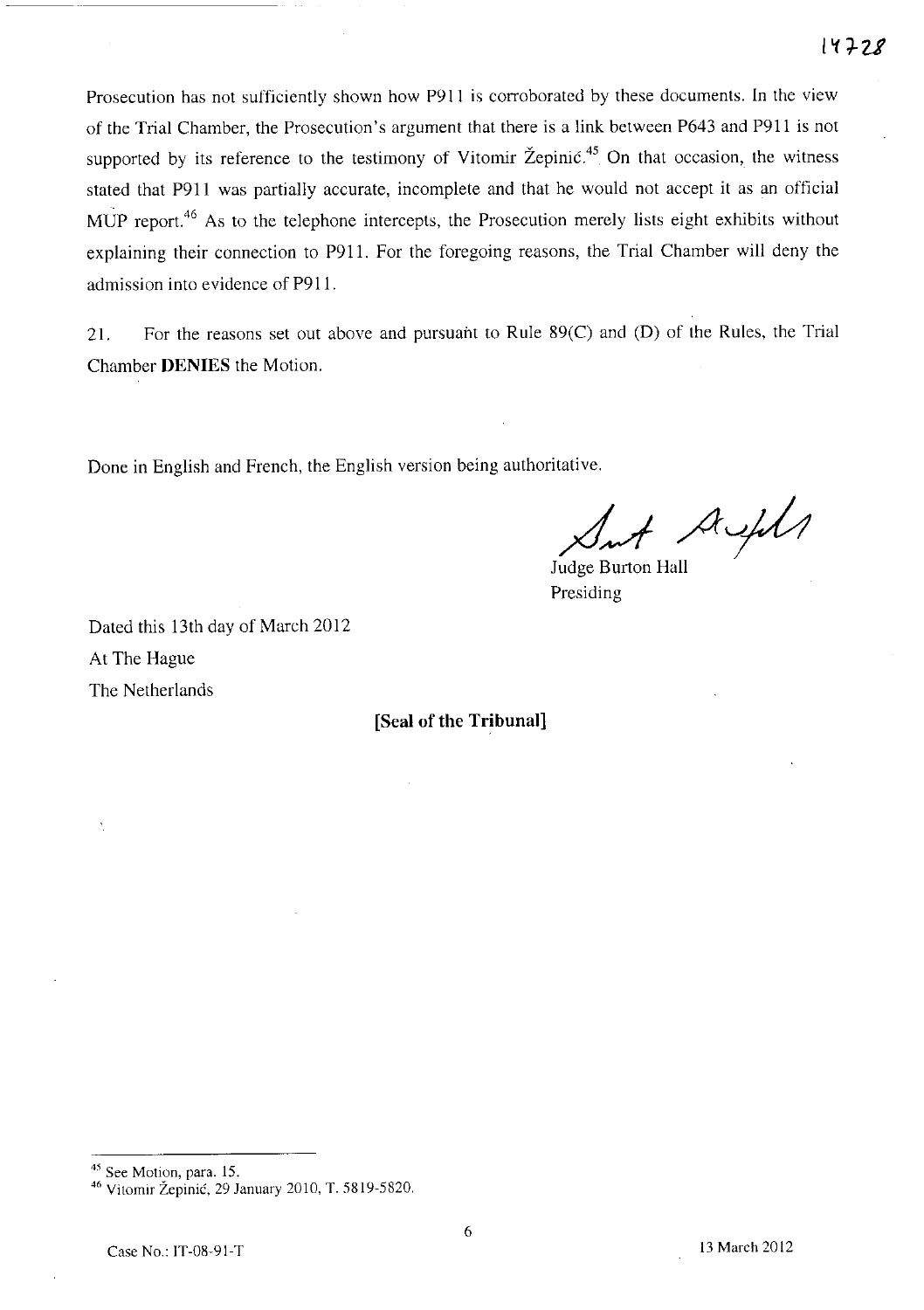Prosecution has not sufficiently shown how P911 is corroborated by these documents. In the view of the Trial Chamber, the Prosecution's argument that there is a link between P643 and P911 is not supported by its reference to the testimony of Vitomir Žepinić.[45] On that occasion, the witness stated that P911 was partially accurate, incomplete and that he would not accept it as an official MUP report.[46] As to the telephone intercepts, the Prosecution merely lists eight exhibits without explaining their connection to P911. For the foregoing reasons, the Trial Chamber will deny the admission into evidence of P911.

21. For the reasons set out above and pursuant to Rule 89(C) and (D) of the Rules, the Trial Chamber **DENIES** the Motion.

Done in English and French, the English version being authoritative.

Judge Burton Hall
Presiding

Dated this 13th day of March 2012
At The Hague
The Netherlands

**[Seal of the Tribunal]**

---

[45] See Motion, para. 15.
[46] Vitomir Žepinić, 29 January 2010, T. 5819-5820.

Case No.: IT-08-91-T 13 March 2012